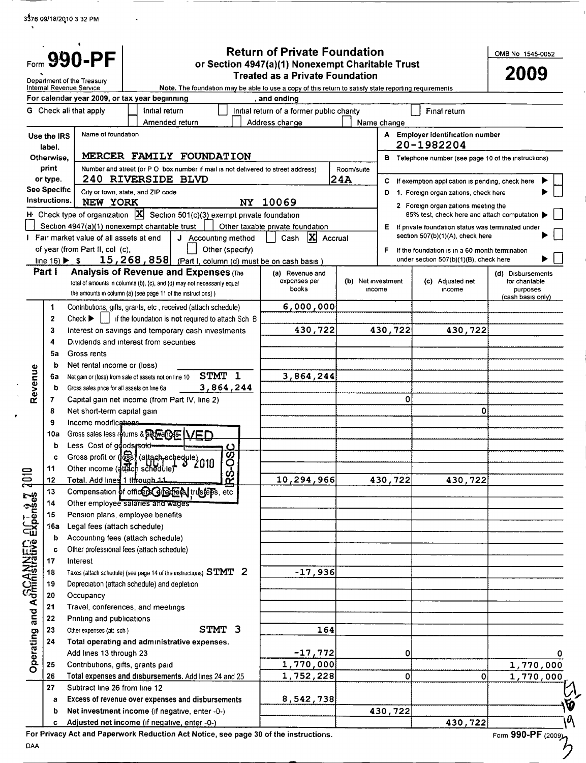Form **990-PF**

Department of the Treasury
Internal Revenue Service

# Return of Private Foundation
## or Section 4947(a)(1) Nonexempt Charitable Trust Treated as a Private Foundation

Note. The foundation may be able to use a copy of this return to satisfy state reporting requirements

OMB No 1545-0052

**2009**

For calendar year 2009, or tax year beginning , and ending

G Check all that apply: ☐ Initial return ☐ Initial return of a former public charity ☐ Final return ☐ Amended return ☐ Address change ☐ Name change

Use the IRS label. Otherwise, print or type. See Specific Instructions.

Name of foundation: MERCER FAMILY FOUNDATION

Number and street (or P O box number if mail is not delivered to street address): 240 RIVERSIDE BLVD — Room/suite: 24A

City or town, state, and ZIP code: NEW YORK NY 10069

A Employer identification number: 20-1982204

B Telephone number (see page 10 of the instructions)

C If exemption application is pending, check here ☐

D 1. Foreign organizations, check here ☐
2 Foreign organizations meeting the 85% test, check here and attach computation ☐

E If private foundation status was terminated under section 507(b)(1)(A), check here ☐

F If the foundation is in a 60-month termination under section 507(b)(1)(B), check here ☐

H Check type of organization: ☒ Section 501(c)(3) exempt private foundation ☐ Section 4947(a)(1) nonexempt charitable trust ☐ Other taxable private foundation

I Fair market value of all assets at end of year (from Part II, col (c), line 16) ▶ $ 15,268,858

J Accounting method: ☐ Cash ☒ Accrual ☐ Other (specify)
(Part I, column (d) must be on cash basis)

**Part I Analysis of Revenue and Expenses** (The total of amounts in columns (b), (c), and (d) may not necessarily equal the amounts in column (a) (see page 11 of the instructions))

| | | | (a) Revenue and expenses per books | (b) Net investment income | (c) Adjusted net income | (d) Disbursements for charitable purposes (cash basis only) |
|---|---|---|---|---|---|---|
| Revenue | 1 | Contributions, gifts, grants, etc, received (attach schedule) | 6,000,000 | | | |
| | 2 | Check ▶ ☐ if the foundation is not required to attach Sch B | | | | |
| | 3 | Interest on savings and temporary cash investments | 430,722 | 430,722 | 430,722 | |
| | 4 | Dividends and interest from securities | | | | |
| | 5a | Gross rents | | | | |
| | b | Net rental income or (loss) | | | | |
| | 6a | Net gain or (loss) from sale of assets not on line 10 STMT 1 | 3,864,244 | | | |
| | b | Gross sales price for all assets on line 6a 3,864,244 | | | | |
| | 7 | Capital gain net income (from Part IV, line 2) | | 0 | | |
| | 8 | Net short-term capital gain | | | 0 | |
| | 9 | Income modifications | | | | |
| | 10a | Gross sales less returns & allowances | | | | |
| | b | Less Cost of goods sold | | | | |
| | c | Gross profit or (loss) (attach schedule) | | | | |
| | 11 | Other income (attach schedule) | | | | |
| | 12 | **Total.** Add lines 1 through 11 | 10,294,966 | 430,722 | 430,722 | |
| Operating and Administrative Expenses | 13 | Compensation of officers, directors, trustees, etc | | | | |
| | 14 | Other employee salaries and wages | | | | |
| | 15 | Pension plans, employee benefits | | | | |
| | 16a | Legal fees (attach schedule) | | | | |
| | b | Accounting fees (attach schedule) | | | | |
| | c | Other professional fees (attach schedule) | | | | |
| | 17 | Interest | | | | |
| | 18 | Taxes (attach schedule) (see page 14 of the instructions) STMT 2 | -17,936 | | | |
| | 19 | Depreciation (attach schedule) and depletion | | | | |
| | 20 | Occupancy | | | | |
| | 21 | Travel, conferences, and meetings | | | | |
| | 22 | Printing and publications | | | | |
| | 23 | Other expenses (att sch) STMT 3 | 164 | | | |
| | 24 | **Total operating and administrative expenses.** Add lines 13 through 23 | -17,772 | 0 | | 0 |
| | 25 | Contributions, gifts, grants paid | 1,770,000 | | | 1,770,000 |
| | 26 | **Total expenses and disbursements.** Add lines 24 and 25 | 1,752,228 | 0 | 0 | 1,770,000 |
| | 27 | Subtract line 26 from line 12 | | | | |
| | a | **Excess of revenue over expenses and disbursements** | 8,542,738 | | | |
| | b | **Net investment income** (if negative, enter -0-) | | 430,722 | | |
| | c | **Adjusted net income** (if negative, enter -0-) | | | 430,722 | |

For Privacy Act and Paperwork Reduction Act Notice, see page 30 of the instructions.

Form 990-PF (2009)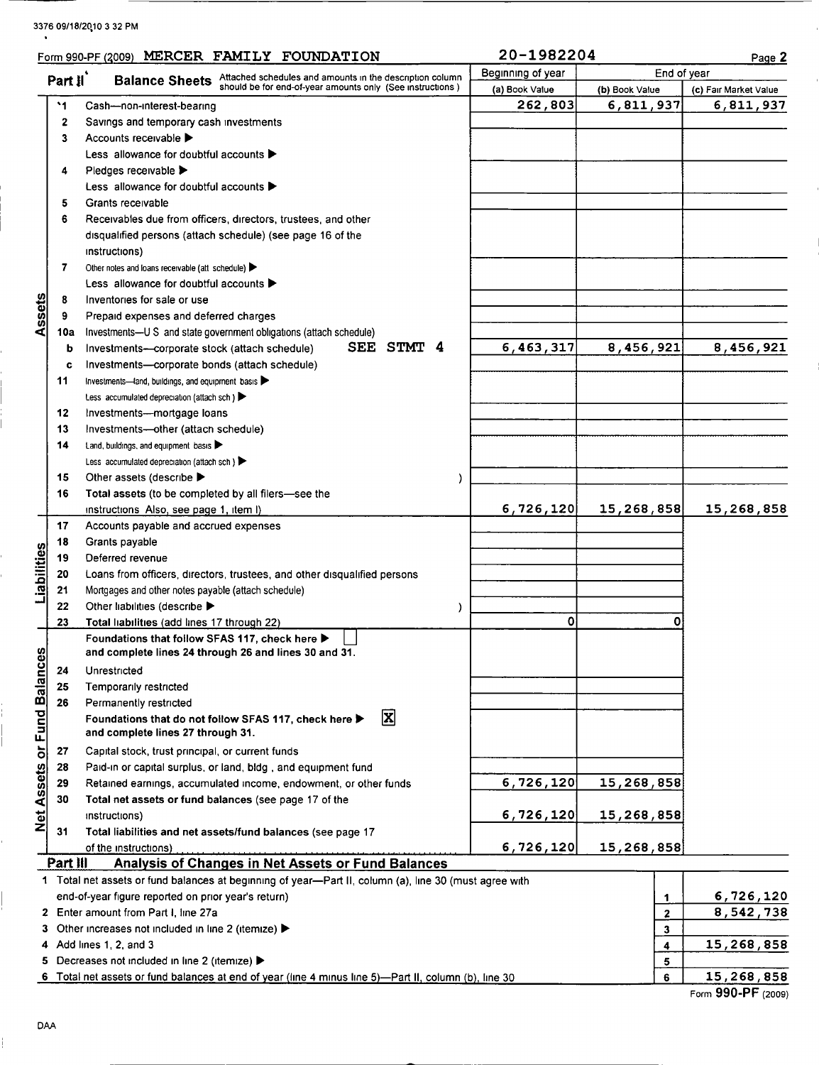Form 990-PF (2009) MERCER FAMILY FOUNDATION 20-1982204 Page 2

## Part II Balance Sheets

Attached schedules and amounts in the description column should be for end-of-year amounts only (See instructions)

| | | | Beginning of year | End of year | |
|---|---|---|---|---|---|
| | | | (a) Book Value | (b) Book Value | (c) Fair Market Value |
| Assets | 1 | Cash—non-interest-bearing | 262,803 | 6,811,937 | 6,811,937 |
| | 2 | Savings and temporary cash investments | | | |
| | 3 | Accounts receivable ▶ | | | |
| | | Less allowance for doubtful accounts ▶ | | | |
| | 4 | Pledges receivable ▶ | | | |
| | | Less allowance for doubtful accounts ▶ | | | |
| | 5 | Grants receivable | | | |
| | 6 | Receivables due from officers, directors, trustees, and other disqualified persons (attach schedule) (see page 16 of the instructions) | | | |
| | 7 | Other notes and loans receivable (att schedule) ▶ | | | |
| | | Less allowance for doubtful accounts ▶ | | | |
| | 8 | Inventories for sale or use | | | |
| | 9 | Prepaid expenses and deferred charges | | | |
| | 10a | Investments—U S and state government obligations (attach schedule) | | | |
| | b | Investments—corporate stock (attach schedule) SEE STMT 4 | 6,463,317 | 8,456,921 | 8,456,921 |
| | c | Investments—corporate bonds (attach schedule) | | | |
| | 11 | Investments—land, buildings, and equipment basis ▶ | | | |
| | | Less accumulated depreciation (attach sch ) ▶ | | | |
| | 12 | Investments—mortgage loans | | | |
| | 13 | Investments—other (attach schedule) | | | |
| | 14 | Land, buildings, and equipment basis ▶ | | | |
| | | Less accumulated depreciation (attach sch ) ▶ | | | |
| | 15 | Other assets (describe ▶ ) | | | |
| | 16 | Total assets (to be completed by all filers—see the instructions Also, see page 1, item I) | 6,726,120 | 15,268,858 | 15,268,858 |
| Liabilities | 17 | Accounts payable and accrued expenses | | | |
| | 18 | Grants payable | | | |
| | 19 | Deferred revenue | | | |
| | 20 | Loans from officers, directors, trustees, and other disqualified persons | | | |
| | 21 | Mortgages and other notes payable (attach schedule) | | | |
| | 22 | Other liabilities (describe ▶ ) | | | |
| | 23 | **Total liabilities** (add lines 17 through 22) | 0 | 0 | |
| Net Assets or Fund Balances | | **Foundations that follow SFAS 117, check here ▶ ☐ and complete lines 24 through 26 and lines 30 and 31.** | | | |
| | 24 | Unrestricted | | | |
| | 25 | Temporarily restricted | | | |
| | 26 | Permanently restricted | | | |
| | | **Foundations that do not follow SFAS 117, check here ▶ ☒ and complete lines 27 through 31.** | | | |
| | 27 | Capital stock, trust principal, or current funds | | | |
| | 28 | Paid-in or capital surplus, or land, bldg , and equipment fund | | | |
| | 29 | Retained earnings, accumulated income, endowment, or other funds | 6,726,120 | 15,268,858 | |
| | 30 | **Total net assets or fund balances** (see page 17 of the instructions) | 6,726,120 | 15,268,858 | |
| | 31 | **Total liabilities and net assets/fund balances** (see page 17 of the instructions) | 6,726,120 | 15,268,858 | |

## Part III Analysis of Changes in Net Assets or Fund Balances

| | | | |
|---|---|---|---|
| 1 | Total net assets or fund balances at beginning of year—Part II, column (a), line 30 (must agree with end-of-year figure reported on prior year's return) | 1 | 6,726,120 |
| 2 | Enter amount from Part I, line 27a | 2 | 8,542,738 |
| 3 | Other increases not included in line 2 (itemize) ▶ | 3 | |
| 4 | Add lines 1, 2, and 3 | 4 | 15,268,858 |
| 5 | Decreases not included in line 2 (itemize) ▶ | 5 | |
| 6 | Total net assets or fund balances at end of year (line 4 minus line 5)—Part II, column (b), line 30 | 6 | 15,268,858 |

Form **990-PF** (2009)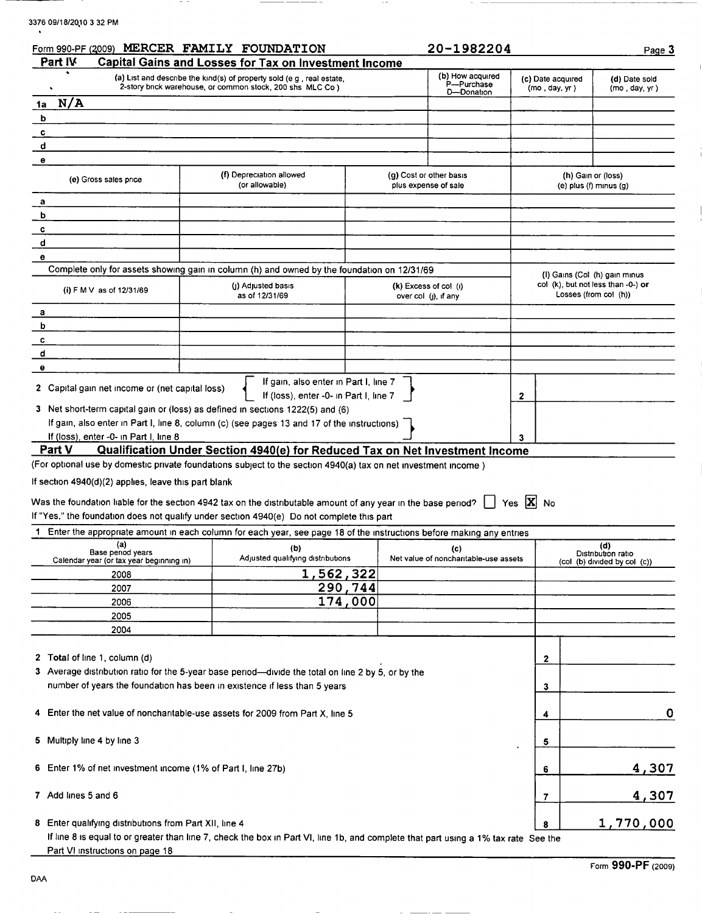Form 990-PF (2009) MERCER FAMILY FOUNDATION 20-1982204

## Part IV Capital Gains and Losses for Tax on Investment Income

| | (a) List and describe the kind(s) of property sold (e g , real estate, 2-story brick warehouse, or common stock, 200 shs MLC Co ) | (b) How acquired P—Purchase D—Donation | (c) Date acquired (mo , day, yr ) | (d) Date sold (mo , day, yr ) |
|---|---|---|---|---|
| 1a | N/A | | | |
| b | | | | |
| c | | | | |
| d | | | | |
| e | | | | |

| | (e) Gross sales price | (f) Depreciation allowed (or allowable) | (g) Cost or other basis plus expense of sale | (h) Gain or (loss) (e) plus (f) minus (g) |
|---|---|---|---|---|
| a | | | | |
| b | | | | |
| c | | | | |
| d | | | | |
| e | | | | |

Complete only for assets showing gain in column (h) and owned by the foundation on 12/31/69

| | (i) F M V as of 12/31/69 | (j) Adjusted basis as of 12/31/69 | (k) Excess of col (i) over col (j), if any | (l) Gains (Col (h) gain minus col (k), but not less than -0-) or Losses (from col (h)) |
|---|---|---|---|---|
| a | | | | |
| b | | | | |
| c | | | | |
| d | | | | |
| e | | | | |

2 Capital gain net income or (net capital loss) { If gain, also enter in Part I, line 7 / If (loss), enter -0- in Part I, line 7 } — 2

3 Net short-term capital gain or (loss) as defined in sections 1222(5) and (6)
If gain, also enter in Part I, line 8, column (c) (see pages 13 and 17 of the instructions)
If (loss), enter -0- in Part I, line 8 — 3

## Part V Qualification Under Section 4940(e) for Reduced Tax on Net Investment Income

(For optional use by domestic private foundations subject to the section 4940(a) tax on net investment income )

If section 4940(d)(2) applies, leave this part blank

Was the foundation liable for the section 4942 tax on the distributable amount of any year in the base period? ☐ Yes ☒ No

If "Yes," the foundation does not qualify under section 4940(e) Do not complete this part

1 Enter the appropriate amount in each column for each year, see page 18 of the instructions before making any entries

| (a) Base period years Calendar year (or tax year beginning in) | (b) Adjusted qualifying distributions | (c) Net value of noncharitable-use assets | (d) Distribution ratio (col (b) divided by col (c)) |
|---|---|---|---|
| 2008 | 1,562,322 | | |
| 2007 | 290,744 | | |
| 2006 | 174,000 | | |
| 2005 | | | |
| 2004 | | | |

| | | Line | Amount |
|---|---|---|---|
| 2 | Total of line 1, column (d) | 2 | |
| 3 | Average distribution ratio for the 5-year base period—divide the total on line 2 by 5, or by the number of years the foundation has been in existence if less than 5 years | 3 | |
| 4 | Enter the net value of noncharitable-use assets for 2009 from Part X, line 5 | 4 | 0 |
| 5 | Multiply line 4 by line 3 | 5 | |
| 6 | Enter 1% of net investment income (1% of Part I, line 27b) | 6 | 4,307 |
| 7 | Add lines 5 and 6 | 7 | 4,307 |
| 8 | Enter qualifying distributions from Part XII, line 4 | 8 | 1,770,000 |

If line 8 is equal to or greater than line 7, check the box in Part VI, line 1b, and complete that part using a 1% tax rate See the Part VI instructions on page 18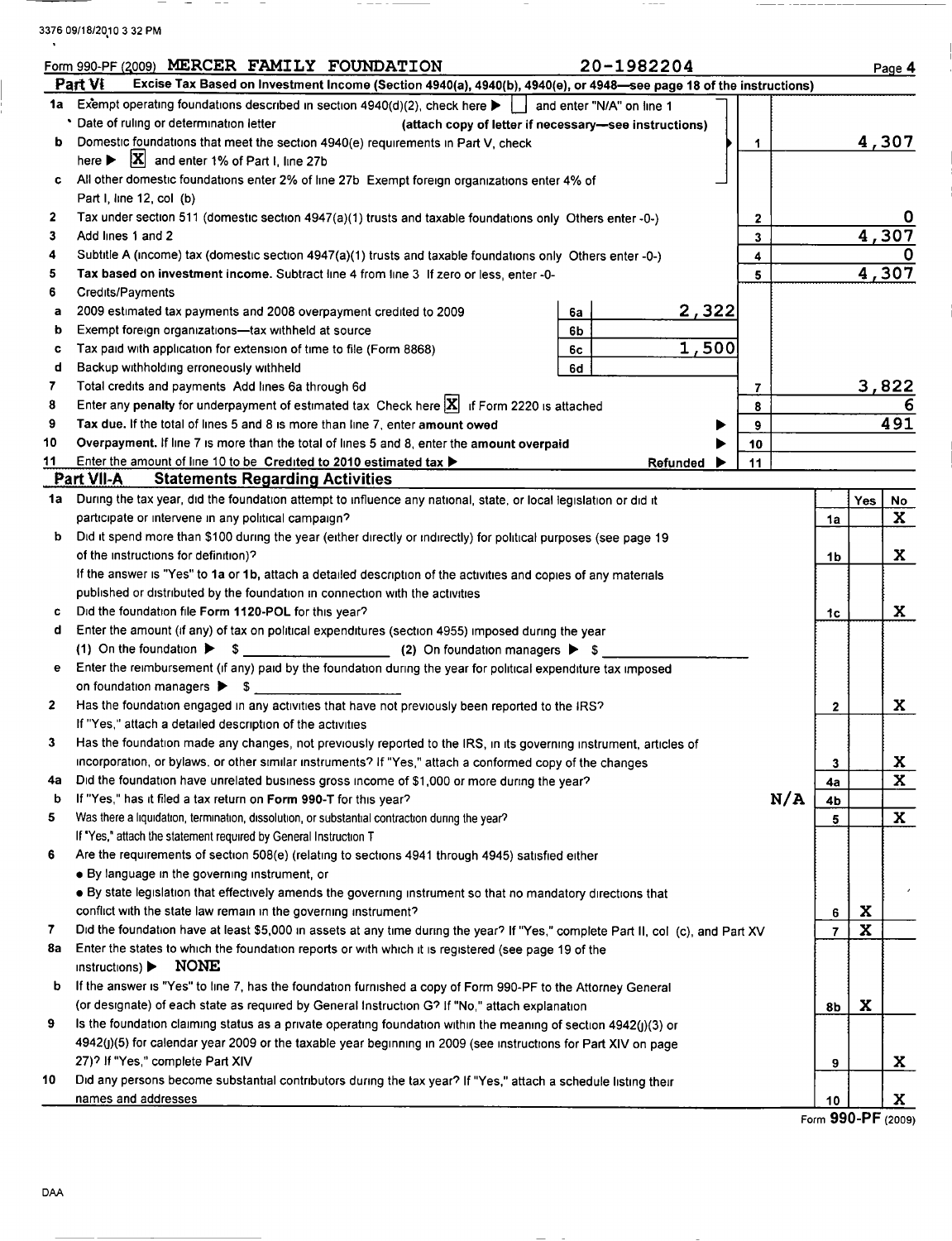Form 990-PF (2009) MERCER FAMILY FOUNDATION 20-1982204

## Part VI Excise Tax Based on Investment Income (Section 4940(a), 4940(b), 4940(e), or 4948—see page 18 of the instructions)

| | | | | | |
|---|---|---|---|---|---|
| 1a | Exempt operating foundations described in section 4940(d)(2), check here ▶ ☐ and enter "N/A" on line 1 | | | | |
| | Date of ruling or determination letter (attach copy of letter if necessary—see instructions) | | | | |
| b | Domestic foundations that meet the section 4940(e) requirements in Part V, check here ▶ [X] and enter 1% of Part I, line 27b | | | 1 | 4,307 |
| c | All other domestic foundations enter 2% of line 27b Exempt foreign organizations enter 4% of Part I, line 12, col (b) | | | | |
| 2 | Tax under section 511 (domestic section 4947(a)(1) trusts and taxable foundations only Others enter -0-) | | | 2 | 0 |
| 3 | Add lines 1 and 2 | | | 3 | 4,307 |
| 4 | Subtitle A (income) tax (domestic section 4947(a)(1) trusts and taxable foundations only Others enter -0-) | | | 4 | 0 |
| 5 | **Tax based on investment income.** Subtract line 4 from line 3 If zero or less, enter -0- | | | 5 | 4,307 |
| 6 | Credits/Payments | | | | |
| a | 2009 estimated tax payments and 2008 overpayment credited to 2009 | 6a | 2,322 | | |
| b | Exempt foreign organizations—tax withheld at source | 6b | | | |
| c | Tax paid with application for extension of time to file (Form 8868) | 6c | 1,500 | | |
| d | Backup withholding erroneously withheld | 6d | | | |
| 7 | Total credits and payments Add lines 6a through 6d | | | 7 | 3,822 |
| 8 | Enter any **penalty** for underpayment of estimated tax Check here [X] if Form 2220 is attached | | | 8 | 6 |
| 9 | **Tax due.** If the total of lines 5 and 8 is more than line 7, enter **amount owed** ▶ | | | 9 | 491 |
| 10 | **Overpayment.** If line 7 is more than the total of lines 5 and 8, enter the **amount overpaid** ▶ | | | 10 | |
| 11 | Enter the amount of line 10 to be **Credited to 2010 estimated tax** ▶ Refunded ▶ | | | 11 | |

## Part VII-A Statements Regarding Activities

| | | | Yes | No |
|---|---|---|---|---|
| 1a | During the tax year, did the foundation attempt to influence any national, state, or local legislation or did it participate or intervene in any political campaign? | 1a | | X |
| b | Did it spend more than $100 during the year (either directly or indirectly) for political purposes (see page 19 of the instructions for definition)? | 1b | | X |
| | If the answer is "Yes" to **1a** or **1b**, attach a detailed description of the activities and copies of any materials published or distributed by the foundation in connection with the activities | | | |
| c | Did the foundation file **Form 1120-POL** for this year? | 1c | | X |
| d | Enter the amount (if any) of tax on political expenditures (section 4955) imposed during the year (1) On the foundation ▶ $ \_\_\_\_\_ (2) On foundation managers ▶ $ \_\_\_\_\_ | | | |
| e | Enter the reimbursement (if any) paid by the foundation during the year for political expenditure tax imposed on foundation managers ▶ $ \_\_\_\_\_ | | | |
| 2 | Has the foundation engaged in any activities that have not previously been reported to the IRS? If "Yes," attach a detailed description of the activities | 2 | | X |
| 3 | Has the foundation made any changes, not previously reported to the IRS, in its governing instrument, articles of incorporation, or bylaws, or other similar instruments? If "Yes," attach a conformed copy of the changes | 3 | | X |
| 4a | Did the foundation have unrelated business gross income of $1,000 or more during the year? | 4a | | X |
| b | If "Yes," has it filed a tax return on **Form 990-T** for this year? N/A | 4b | | |
| 5 | Was there a liquidation, termination, dissolution, or substantial contraction during the year? If "Yes," attach the statement required by General Instruction T | 5 | | X |
| 6 | Are the requirements of section 508(e) (relating to sections 4941 through 4945) satisfied either<br>• By language in the governing instrument, or<br>• By state legislation that effectively amends the governing instrument so that no mandatory directions that conflict with the state law remain in the governing instrument? | 6 | X | |
| 7 | Did the foundation have at least $5,000 in assets at any time during the year? If "Yes," complete Part II, col (c), and Part XV | 7 | X | |
| 8a | Enter the states to which the foundation reports or with which it is registered (see page 19 of the instructions) ▶ NONE | | | |
| b | If the answer is "Yes" to line 7, has the foundation furnished a copy of Form 990-PF to the Attorney General (or designate) of each state as required by General Instruction G? If "No," attach explanation | 8b | X | |
| 9 | Is the foundation claiming status as a private operating foundation within the meaning of section 4942(j)(3) or 4942(j)(5) for calendar year 2009 or the taxable year beginning in 2009 (see instructions for Part XIV on page 27)? If "Yes," complete Part XIV | 9 | | X |
| 10 | Did any persons become substantial contributors during the tax year? If "Yes," attach a schedule listing their names and addresses | 10 | | X |

Form **990-PF** (2009)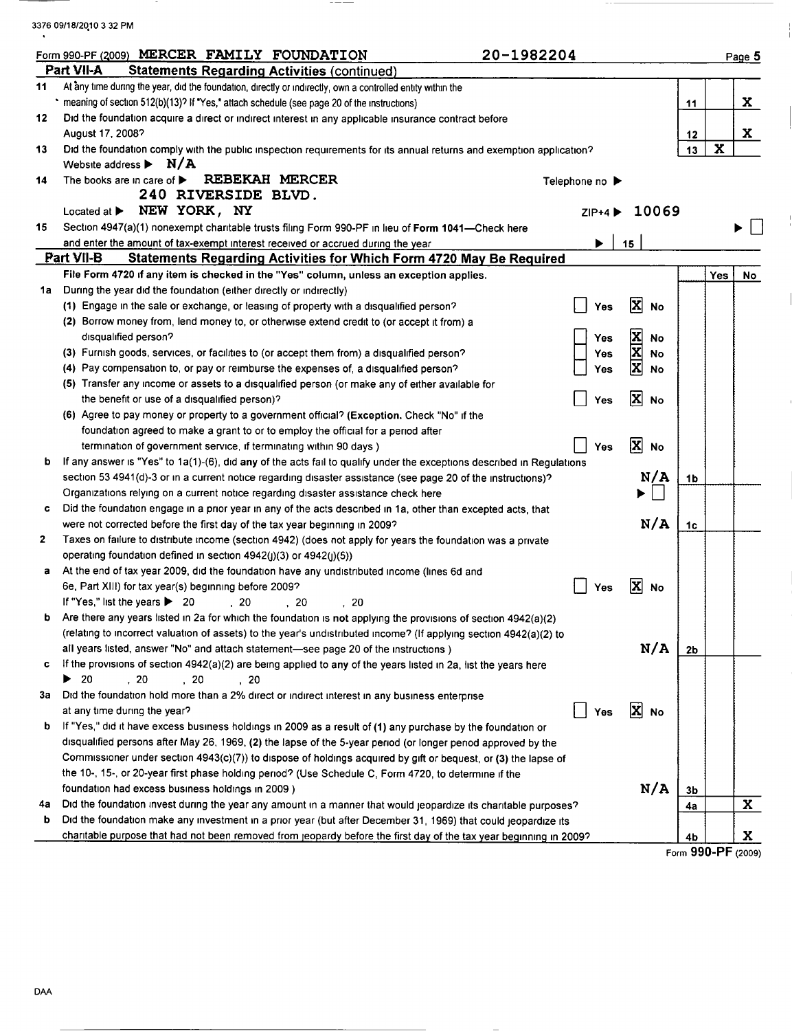3376 09/18/2010 3 32 PM

Form 990-PF (2009) MERCER FAMILY FOUNDATION 20-1982204 Page 5

## Part VII-A Statements Regarding Activities (continued)

| | | | Yes | No |
|---|---|---|---|---|
| 11 | At any time during the year, did the foundation, directly or indirectly, own a controlled entity within the meaning of section 512(b)(13)? If "Yes," attach schedule (see page 20 of the instructions) | 11 | | X |
| 12 | Did the foundation acquire a direct or indirect interest in any applicable insurance contract before August 17, 2008? | 12 | | X |
| 13 | Did the foundation comply with the public inspection requirements for its annual returns and exemption application? | 13 | X | |

Website address ▶ N/A

14 The books are in care of ▶ REBEKAH MERCER Telephone no ▶
240 RIVERSIDE BLVD.
Located at ▶ NEW YORK, NY ZIP+4 ▶ 10069

15 Section 4947(a)(1) nonexempt charitable trusts filing Form 990-PF in lieu of Form 1041—Check here ▶ ☐
and enter the amount of tax-exempt interest received or accrued during the year ▶ 15

## Part VII-B Statements Regarding Activities for Which Form 4720 May Be Required

File Form 4720 if any item is checked in the "Yes" column, unless an exception applies.

| | | | | Yes | No |
|---|---|---|---|---|---|
| 1a | During the year did the foundation (either directly or indirectly) | | | | |
| | (1) Engage in the sale or exchange, or leasing of property with a disqualified person? | ☐ Yes ☒ No | | | |
| | (2) Borrow money from, lend money to, or otherwise extend credit to (or accept it from) a disqualified person? | ☐ Yes ☒ No | | | |
| | (3) Furnish goods, services, or facilities to (or accept them from) a disqualified person? | ☐ Yes ☒ No | | | |
| | (4) Pay compensation to, or pay or reimburse the expenses of, a disqualified person? | ☐ Yes ☒ No | | | |
| | (5) Transfer any income or assets to a disqualified person (or make any of either available for the benefit or use of a disqualified person)? | ☐ Yes ☒ No | | | |
| | (6) Agree to pay money or property to a government official? (**Exception.** Check "No" if the foundation agreed to make a grant to or to employ the official for a period after termination of government service, if terminating within 90 days ) | ☐ Yes ☒ No | | | |
| b | If any answer is "Yes" to 1a(1)-(6), did **any** of the acts fail to qualify under the exceptions described in Regulations section 53 4941(d)-3 or in a current notice regarding disaster assistance (see page 20 of the instructions)? | N/A | 1b | | |
| | Organizations relying on a current notice regarding disaster assistance check here | ▶ ☐ | | | |
| c | Did the foundation engage in a prior year in any of the acts described in 1a, other than excepted acts, that were not corrected before the first day of the tax year beginning in 2009? | N/A | 1c | | |
| 2 | Taxes on failure to distribute income (section 4942) (does not apply for years the foundation was a private operating foundation defined in section 4942(j)(3) or 4942(j)(5)) | | | | |
| a | At the end of tax year 2009, did the foundation have any undistributed income (lines 6d and 6e, Part XIII) for tax year(s) beginning before 2009? If "Yes," list the years ▶ 20 , 20 , 20 , 20 | ☐ Yes ☒ No | | | |
| b | Are there any years listed in 2a for which the foundation is **not** applying the provisions of section 4942(a)(2) (relating to incorrect valuation of assets) to the year's undistributed income? (If applying section 4942(a)(2) to all years listed, answer "No" and attach statement—see page 20 of the instructions ) | N/A | 2b | | |
| c | If the provisions of section 4942(a)(2) are being applied to any of the years listed in 2a, list the years here ▶ 20 , 20 , 20 , 20 | | | | |
| 3a | Did the foundation hold more than a 2% direct or indirect interest in any business enterprise at any time during the year? | ☐ Yes ☒ No | | | |
| b | If "Yes," did it have excess business holdings in 2009 as a result of (1) any purchase by the foundation or disqualified persons after May 26, 1969, (2) the lapse of the 5-year period (or longer period approved by the Commissioner under section 4943(c)(7)) to dispose of holdings acquired by gift or bequest, or (3) the lapse of the 10-, 15-, or 20-year first phase holding period? (Use Schedule C, Form 4720, to determine if the foundation had excess business holdings in 2009 ) | N/A | 3b | | |
| 4a | Did the foundation invest during the year any amount in a manner that would jeopardize its charitable purposes? | | 4a | | X |
| b | Did the foundation make any investment in a prior year (but after December 31, 1969) that could jeopardize its charitable purpose that had not been removed from jeopardy before the first day of the tax year beginning in 2009? | | 4b | | X |

Form **990-PF** (2009)

DAA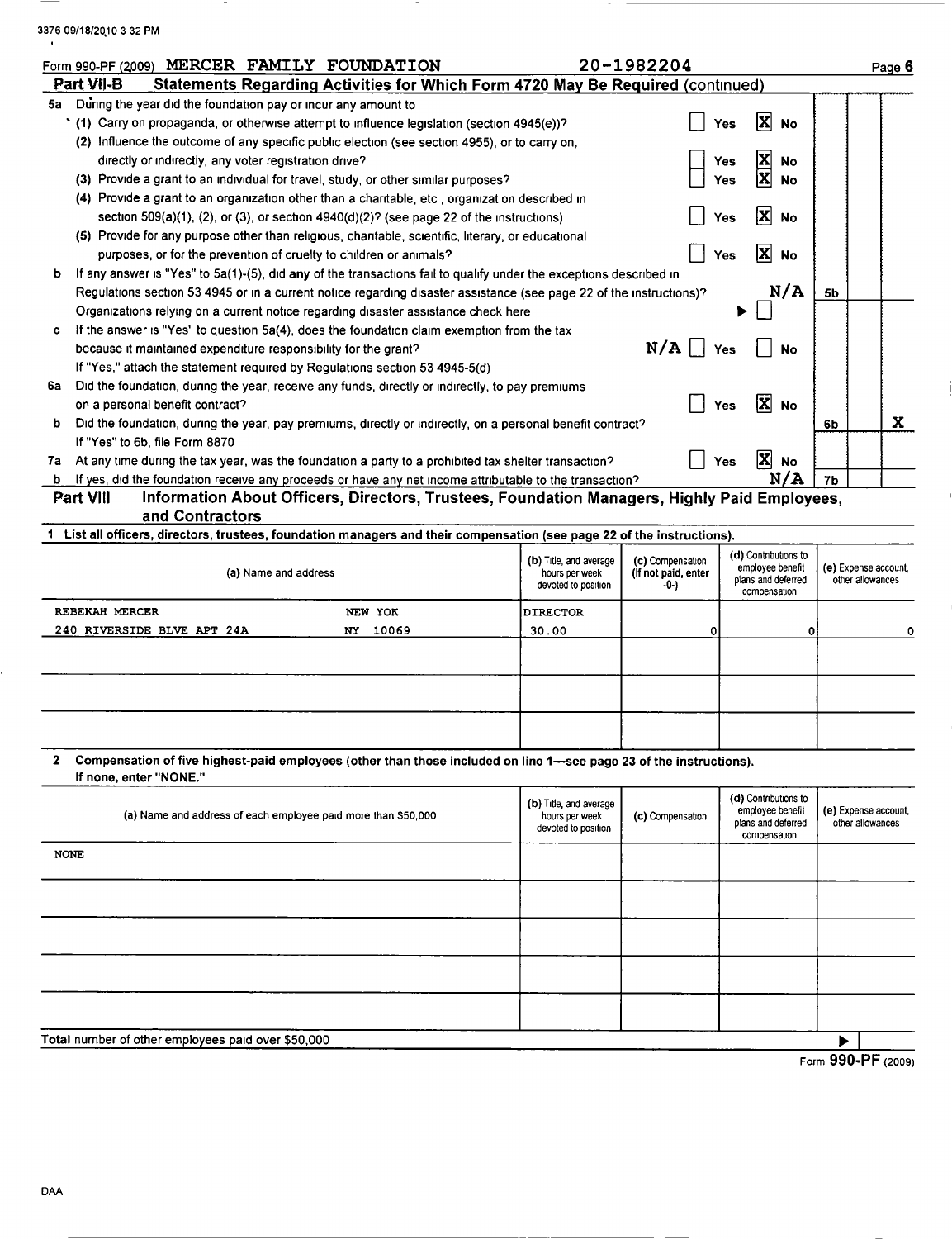3376 09/18/2010 3 32 PM

Form 990-PF (2009) MERCER FAMILY FOUNDATION 20-1982204 Page 6

**Part VII-B Statements Regarding Activities for Which Form 4720 May Be Required (continued)**

**5a** During the year did the foundation pay or incur any amount to

(1) Carry on propaganda, or otherwise attempt to influence legislation (section 4945(e))? ☐ Yes ☒ No

(2) Influence the outcome of any specific public election (see section 4955), or to carry on, directly or indirectly, any voter registration drive? ☐ Yes ☒ No

(3) Provide a grant to an individual for travel, study, or other similar purposes? ☐ Yes ☒ No

(4) Provide a grant to an organization other than a charitable, etc, organization described in section 509(a)(1), (2), or (3), or section 4940(d)(2)? (see page 22 of the instructions) ☐ Yes ☒ No

(5) Provide for any purpose other than religious, charitable, scientific, literary, or educational purposes, or for the prevention of cruelty to children or animals? ☐ Yes ☒ No

**b** If any answer is "Yes" to 5a(1)-(5), did any of the transactions fail to qualify under the exceptions described in Regulations section 53 4945 or in a current notice regarding disaster assistance (see page 22 of the instructions)? N/A **5b**

Organizations relying on a current notice regarding disaster assistance check here ▶ ☐

**c** If the answer is "Yes" to question 5a(4), does the foundation claim exemption from the tax because it maintained expenditure responsibility for the grant? N/A ☐ Yes ☐ No

If "Yes," attach the statement required by Regulations section 53 4945-5(d)

**6a** Did the foundation, during the year, receive any funds, directly or indirectly, to pay premiums on a personal benefit contract? ☐ Yes ☒ No

**b** Did the foundation, during the year, pay premiums, directly or indirectly, on a personal benefit contract? **6b** X (No)

If "Yes" to 6b, file Form 8870

**7a** At any time during the tax year, was the foundation a party to a prohibited tax shelter transaction? ☐ Yes ☒ No

**b** If yes, did the foundation receive any proceeds or have any net income attributable to the transaction? N/A **7b**

**Part VIII Information About Officers, Directors, Trustees, Foundation Managers, Highly Paid Employees, and Contractors**

**1 List all officers, directors, trustees, foundation managers and their compensation (see page 22 of the instructions).**

| (a) Name and address | | (b) Title, and average hours per week devoted to position | (c) Compensation (If not paid, enter -0-) | (d) Contributions to employee benefit plans and deferred compensation | (e) Expense account, other allowances |
|---|---|---|---|---|---|
| REBEKAH MERCER | NEW YOK | DIRECTOR | | | |
| 240 RIVERSIDE BLVE APT 24A | NY 10069 | 30.00 | 0 | 0 | 0 |
| | | | | | |
| | | | | | |
| | | | | | |

**2 Compensation of five highest-paid employees (other than those included on line 1—see page 23 of the instructions). If none, enter "NONE."**

| (a) Name and address of each employee paid more than $50,000 | (b) Title, and average hours per week devoted to position | (c) Compensation | (d) Contributions to employee benefit plans and deferred compensation | (e) Expense account, other allowances |
|---|---|---|---|---|
| NONE | | | | |
| | | | | |
| | | | | |
| | | | | |
| | | | | |

Total number of other employees paid over $50,000 ▶

Form **990-PF** (2009)

DAA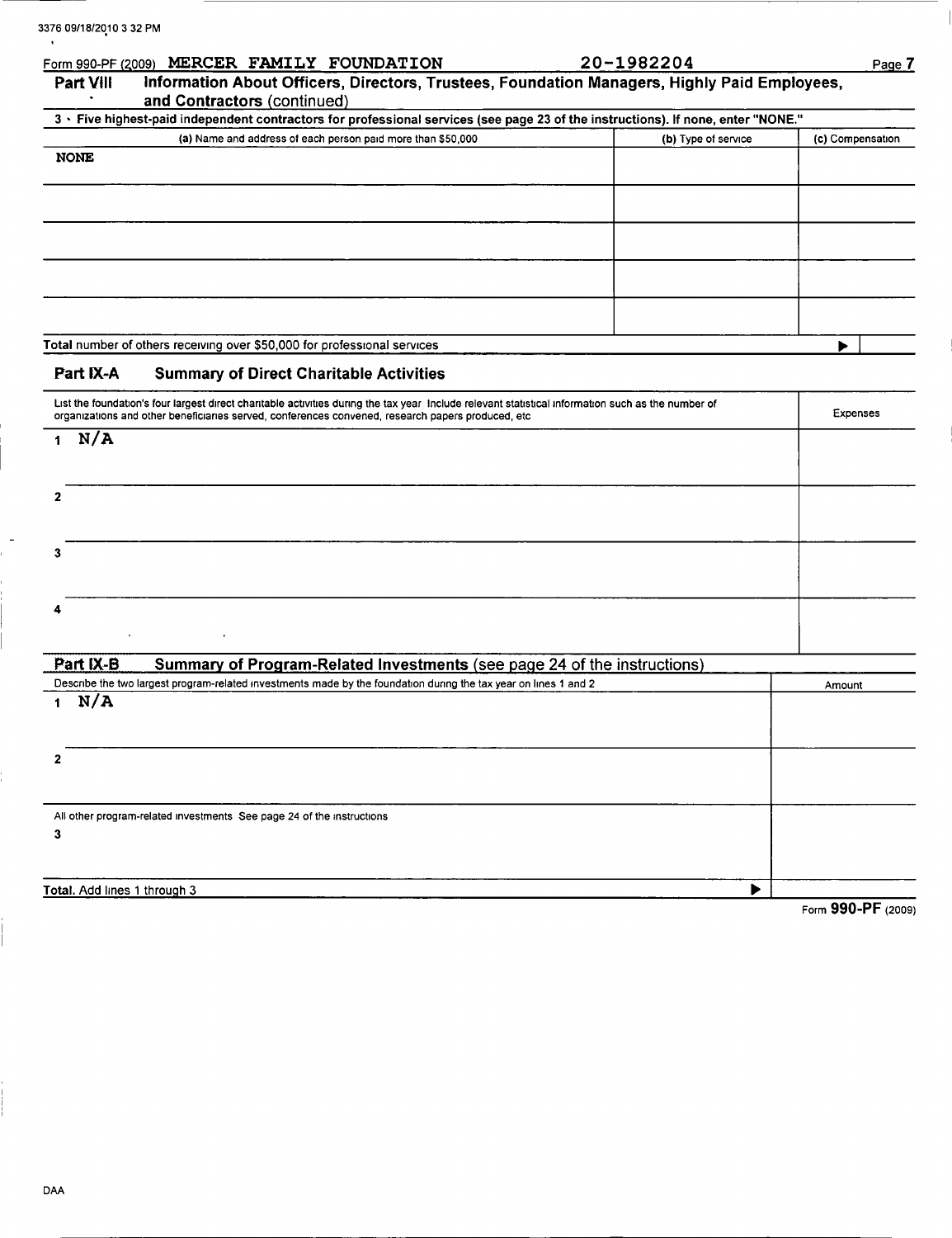Form 990-PF (2009) MERCER FAMILY FOUNDATION 20-1982204

## Part VIII Information About Officers, Directors, Trustees, Foundation Managers, Highly Paid Employees, and Contractors (continued)

**3 Five highest-paid independent contractors for professional services (see page 23 of the instructions). If none, enter "NONE."**

| (a) Name and address of each person paid more than $50,000 | (b) Type of service | (c) Compensation |
|---|---|---|
| NONE | | |
| | | |
| | | |
| | | |
| | | |
| **Total** number of others receiving over $50,000 for professional services | ▶ | |

## Part IX-A Summary of Direct Charitable Activities

| List the foundation's four largest direct charitable activities during the tax year Include relevant statistical information such as the number of organizations and other beneficiaries served, conferences convened, research papers produced, etc | Expenses |
|---|---|
| 1 N/A | |
| 2 | |
| 3 | |
| 4 | |

## Part IX-B Summary of Program-Related Investments (see page 24 of the instructions)

| Describe the two largest program-related investments made by the foundation during the tax year on lines 1 and 2 | Amount |
|---|---|
| 1 N/A | |
| 2 | |
| All other program-related investments See page 24 of the instructions<br>3 | |
| **Total.** Add lines 1 through 3 ▶ | |

Form **990-PF** (2009)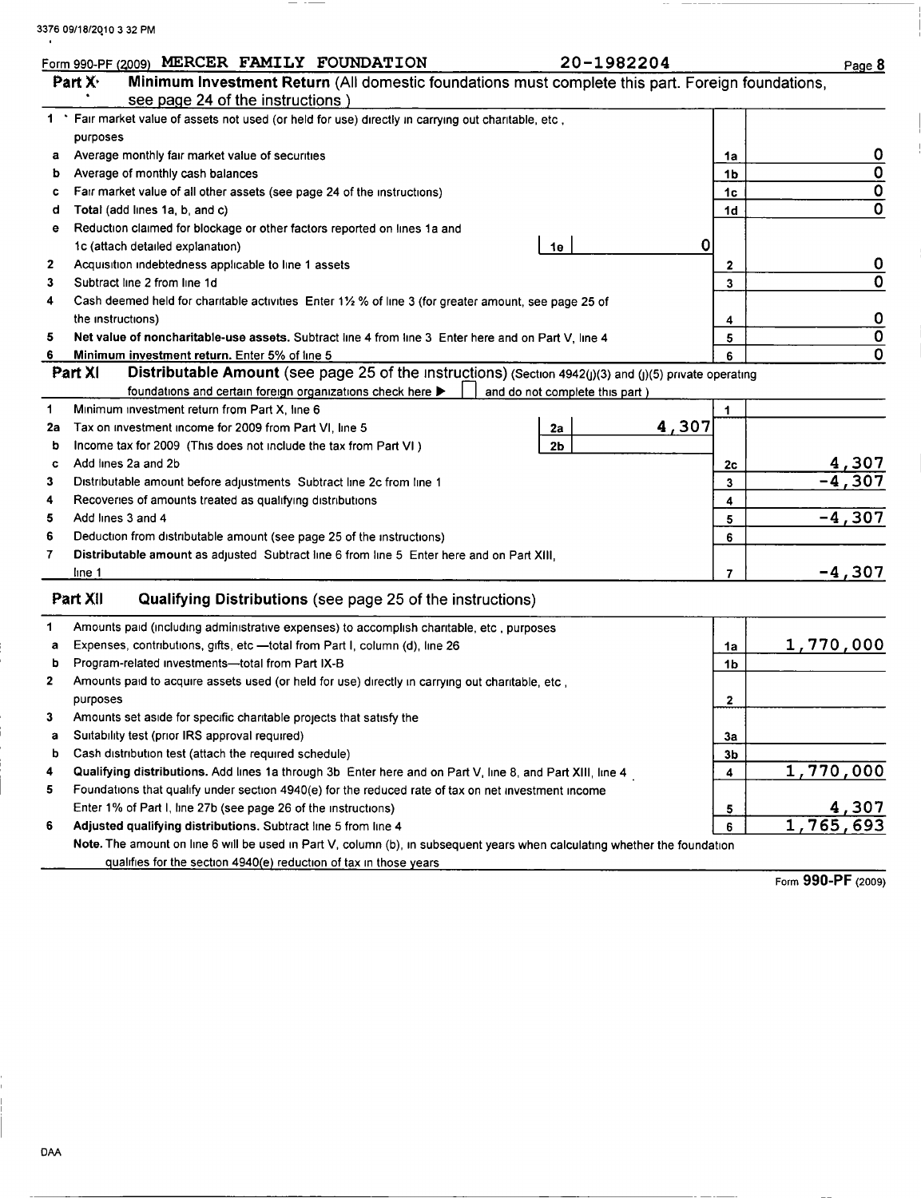Form 990-PF (2009) MERCER FAMILY FOUNDATION 20-1982204

## Part X Minimum Investment Return (All domestic foundations must complete this part. Foreign foundations, see page 24 of the instructions )

| | | | | |
|---|---|---|---|---|
| 1 | Fair market value of assets not used (or held for use) directly in carrying out charitable, etc , purposes | | | |
| a | Average monthly fair market value of securities | | 1a | 0 |
| b | Average of monthly cash balances | | 1b | 0 |
| c | Fair market value of all other assets (see page 24 of the instructions) | | 1c | 0 |
| d | Total (add lines 1a, b, and c) | | 1d | 0 |
| e | Reduction claimed for blockage or other factors reported on lines 1a and 1c (attach detailed explanation) | 1e 0 | | |
| 2 | Acquisition indebtedness applicable to line 1 assets | | 2 | 0 |
| 3 | Subtract line 2 from line 1d | | 3 | 0 |
| 4 | Cash deemed held for charitable activities Enter 1½ % of line 3 (for greater amount, see page 25 of the instructions) | | 4 | 0 |
| 5 | **Net value of noncharitable-use assets.** Subtract line 4 from line 3 Enter here and on Part V, line 4 | | 5 | 0 |
| 6 | **Minimum investment return.** Enter 5% of line 5 | | 6 | 0 |

## Part XI Distributable Amount (see page 25 of the instructions) (Section 4942(j)(3) and (j)(5) private operating foundations and certain foreign organizations check here ▶ ☐ and do not complete this part )

| | | | | |
|---|---|---|---|---|
| 1 | Minimum investment return from Part X, line 6 | | 1 | |
| 2a | Tax on investment income for 2009 from Part VI, line 5 | 2a 4,307 | | |
| b | Income tax for 2009 (This does not include the tax from Part VI ) | 2b | | |
| c | Add lines 2a and 2b | | 2c | 4,307 |
| 3 | Distributable amount before adjustments Subtract line 2c from line 1 | | 3 | -4,307 |
| 4 | Recoveries of amounts treated as qualifying distributions | | 4 | |
| 5 | Add lines 3 and 4 | | 5 | -4,307 |
| 6 | Deduction from distributable amount (see page 25 of the instructions) | | 6 | |
| 7 | **Distributable amount** as adjusted Subtract line 6 from line 5 Enter here and on Part XIII, line 1 | | 7 | -4,307 |

## Part XII Qualifying Distributions (see page 25 of the instructions)

| | | | |
|---|---|---|---|
| 1 | Amounts paid (including administrative expenses) to accomplish charitable, etc , purposes | | |
| a | Expenses, contributions, gifts, etc —total from Part I, column (d), line 26 | 1a | 1,770,000 |
| b | Program-related investments—total from Part IX-B | 1b | |
| 2 | Amounts paid to acquire assets used (or held for use) directly in carrying out charitable, etc , purposes | 2 | |
| 3 | Amounts set aside for specific charitable projects that satisfy the | | |
| a | Suitability test (prior IRS approval required) | 3a | |
| b | Cash distribution test (attach the required schedule) | 3b | |
| 4 | **Qualifying distributions.** Add lines 1a through 3b Enter here and on Part V, line 8, and Part XIII, line 4 | 4 | 1,770,000 |
| 5 | Foundations that qualify under section 4940(e) for the reduced rate of tax on net investment income Enter 1% of Part I, line 27b (see page 26 of the instructions) | 5 | 4,307 |
| 6 | **Adjusted qualifying distributions.** Subtract line 5 from line 4 | 6 | 1,765,693 |

**Note.** The amount on line 6 will be used in Part V, column (b), in subsequent years when calculating whether the foundation qualifies for the section 4940(e) reduction of tax in those years

Form **990-PF** (2009)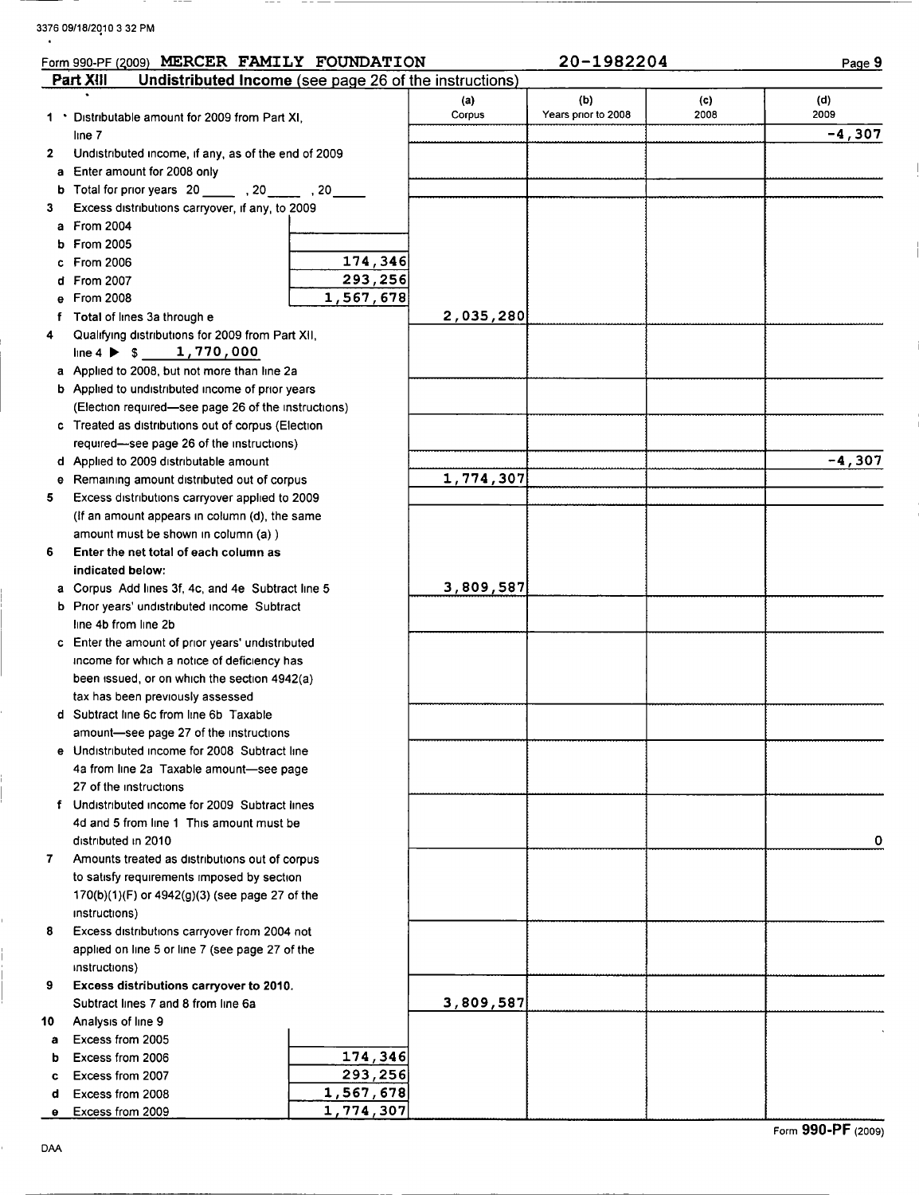3376 09/18/2010 3 32 PM

Form 990-PF (2009) MERCER FAMILY FOUNDATION 20-1982204 Page 9

## Part XIII Undistributed Income (see page 26 of the instructions)

| | | (a) Corpus | (b) Years prior to 2008 | (c) 2008 | (d) 2009 |
|---|---|---|---|---|---|
| 1 | Distributable amount for 2009 from Part XI, line 7 | | | | -4,307 |
| 2 | Undistributed income, if any, as of the end of 2009 | | | | |
| a | Enter amount for 2008 only | | | | |
| b | Total for prior years 20____ , 20____ , 20____ | | | | |
| 3 | Excess distributions carryover, if any, to 2009 | | | | |
| a | From 2004 | | | | |
| b | From 2005 | | | | |
| c | From 2006 174,346 | | | | |
| d | From 2007 293,256 | | | | |
| e | From 2008 1,567,678 | | | | |
| f | Total of lines 3a through e | 2,035,280 | | | |
| 4 | Qualifying distributions for 2009 from Part XII, line 4 ▶ $ 1,770,000 | | | | |
| a | Applied to 2008, but not more than line 2a | | | | |
| b | Applied to undistributed income of prior years (Election required—see page 26 of the instructions) | | | | |
| c | Treated as distributions out of corpus (Election required—see page 26 of the instructions) | | | | |
| d | Applied to 2009 distributable amount | | | | -4,307 |
| e | Remaining amount distributed out of corpus | 1,774,307 | | | |
| 5 | Excess distributions carryover applied to 2009 (If an amount appears in column (d), the same amount must be shown in column (a) ) | | | | |
| 6 | **Enter the net total of each column as indicated below:** | | | | |
| a | Corpus Add lines 3f, 4c, and 4e Subtract line 5 | 3,809,587 | | | |
| b | Prior years' undistributed income Subtract line 4b from line 2b | | | | |
| c | Enter the amount of prior years' undistributed income for which a notice of deficiency has been issued, or on which the section 4942(a) tax has been previously assessed | | | | |
| d | Subtract line 6c from line 6b Taxable amount—see page 27 of the instructions | | | | |
| e | Undistributed income for 2008 Subtract line 4a from line 2a Taxable amount—see page 27 of the instructions | | | | |
| f | Undistributed income for 2009 Subtract lines 4d and 5 from line 1 This amount must be distributed in 2010 | | | | 0 |
| 7 | Amounts treated as distributions out of corpus to satisfy requirements imposed by section 170(b)(1)(F) or 4942(g)(3) (see page 27 of the instructions) | | | | |
| 8 | Excess distributions carryover from 2004 not applied on line 5 or line 7 (see page 27 of the instructions) | | | | |
| 9 | **Excess distributions carryover to 2010.** Subtract lines 7 and 8 from line 6a | 3,809,587 | | | |
| 10 | Analysis of line 9 | | | | |
| a | Excess from 2005 | | | | |
| b | Excess from 2006 174,346 | | | | |
| c | Excess from 2007 293,256 | | | | |
| d | Excess from 2008 1,567,678 | | | | |
| e | Excess from 2009 1,774,307 | | | | |

Form 990-PF (2009)

DAA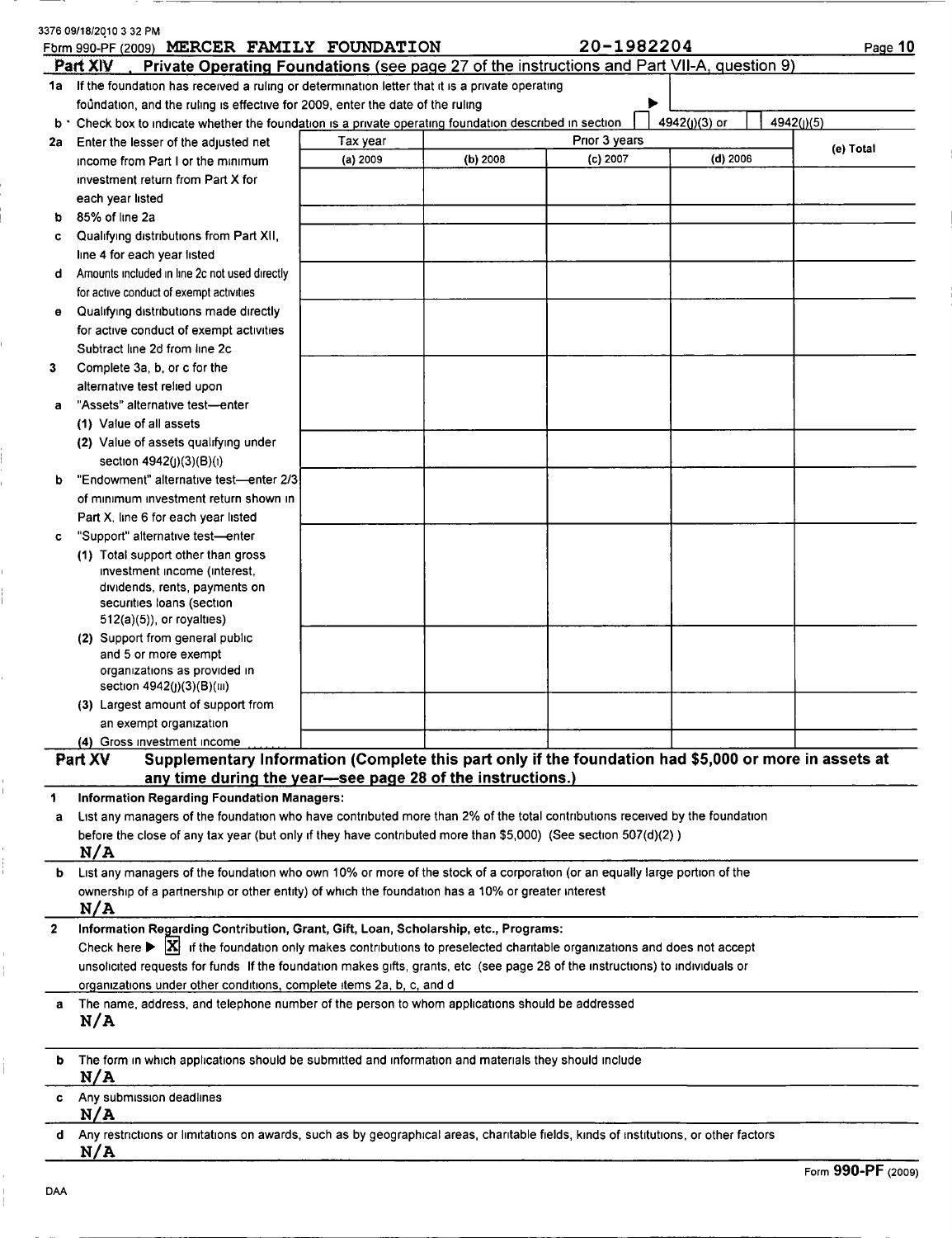3376 09/18/2010 3 32 PM

Form 990-PF (2009) MERCER FAMILY FOUNDATION 20-1982204 Page 10

## Part XIV Private Operating Foundations (see page 27 of the instructions and Part VII-A, question 9)

**1a** If the foundation has received a ruling or determination letter that it is a private operating foundation, and the ruling is effective for 2009, enter the date of the ruling ▶

**b** Check box to indicate whether the foundation is a private operating foundation described in section ☐ 4942(j)(3) or ☐ 4942(j)(5)

| | Tax year | Prior 3 years | | | |
|---|---|---|---|---|---|
| | (a) 2009 | (b) 2008 | (c) 2007 | (d) 2006 | (e) Total |
| **2a** Enter the lesser of the adjusted net income from Part I or the minimum investment return from Part X for each year listed | | | | | |
| **b** 85% of line 2a | | | | | |
| **c** Qualifying distributions from Part XII, line 4 for each year listed | | | | | |
| **d** Amounts included in line 2c not used directly for active conduct of exempt activities | | | | | |
| **e** Qualifying distributions made directly for active conduct of exempt activities Subtract line 2d from line 2c | | | | | |
| **3** Complete 3a, b, or c for the alternative test relied upon | | | | | |
| **a** "Assets" alternative test—enter | | | | | |
| (1) Value of all assets | | | | | |
| (2) Value of assets qualifying under section 4942(j)(3)(B)(i) | | | | | |
| **b** "Endowment" alternative test—enter 2/3 of minimum investment return shown in Part X, line 6 for each year listed | | | | | |
| **c** "Support" alternative test—enter | | | | | |
| (1) Total support other than gross investment income (interest, dividends, rents, payments on securities loans (section 512(a)(5)), or royalties) | | | | | |
| (2) Support from general public and 5 or more exempt organizations as provided in section 4942(j)(3)(B)(iii) | | | | | |
| (3) Largest amount of support from an exempt organization | | | | | |
| (4) Gross investment income | | | | | |

## Part XV Supplementary Information (Complete this part only if the foundation had $5,000 or more in assets at any time during the year—see page 28 of the instructions.)

**1 Information Regarding Foundation Managers:**

**a** List any managers of the foundation who have contributed more than 2% of the total contributions received by the foundation before the close of any tax year (but only if they have contributed more than $5,000) (See section 507(d)(2) )

N/A

**b** List any managers of the foundation who own 10% or more of the stock of a corporation (or an equally large portion of the ownership of a partnership or other entity) of which the foundation has a 10% or greater interest

N/A

**2 Information Regarding Contribution, Grant, Gift, Loan, Scholarship, etc., Programs:**

Check here ▶ ☒ if the foundation only makes contributions to preselected charitable organizations and does not accept unsolicited requests for funds If the foundation makes gifts, grants, etc (see page 28 of the instructions) to individuals or organizations under other conditions, complete items 2a, b, c, and d

**a** The name, address, and telephone number of the person to whom applications should be addressed

N/A

**b** The form in which applications should be submitted and information and materials they should include

N/A

**c** Any submission deadlines

N/A

**d** Any restrictions or limitations on awards, such as by geographical areas, charitable fields, kinds of institutions, or other factors

N/A

DAA Form 990-PF (2009)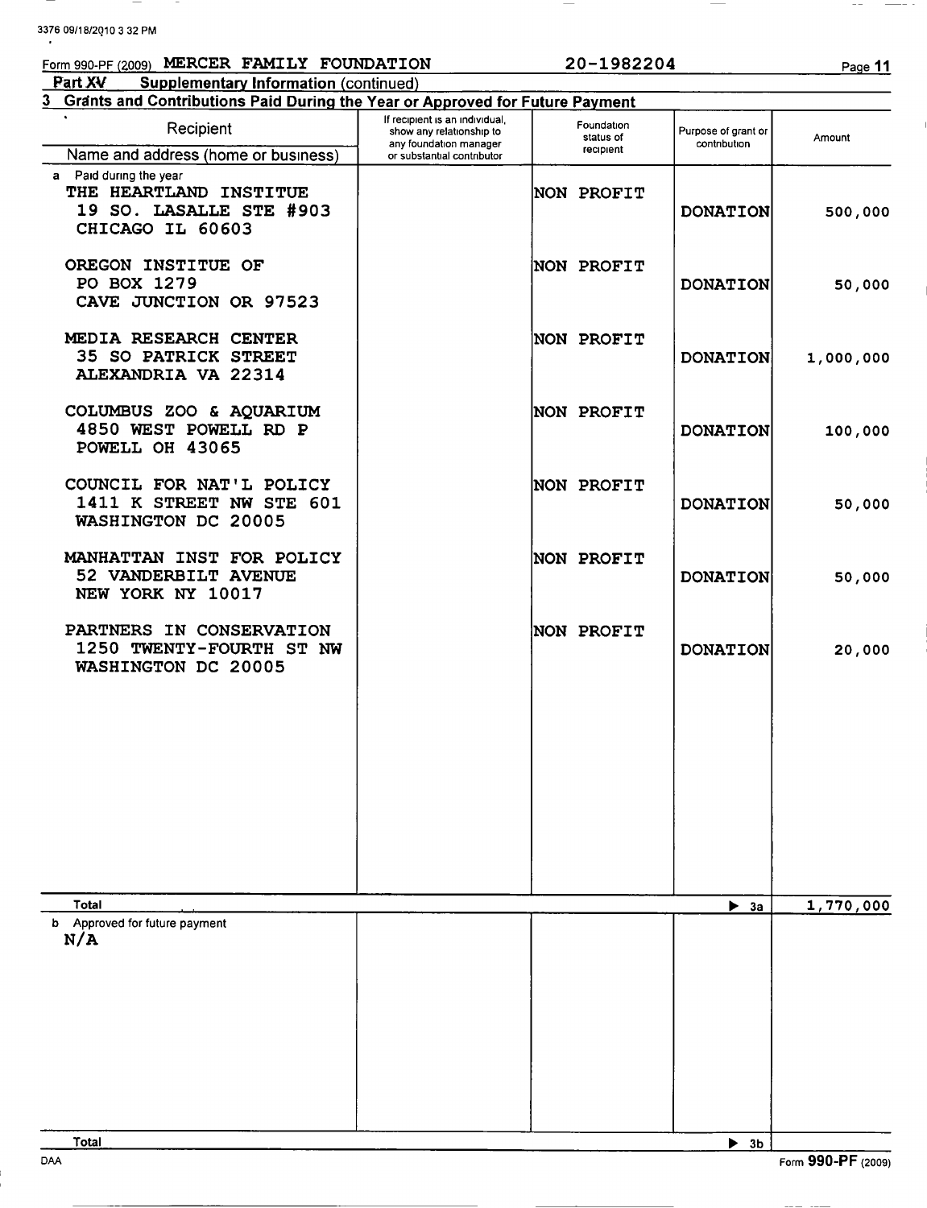Form 990-PF (2009) MERCER FAMILY FOUNDATION 20-1982204

**Part XV Supplementary Information (continued)**

**3 Grants and Contributions Paid During the Year or Approved for Future Payment**

| Recipient<br>Name and address (home or business) | If recipient is an individual, show any relationship to any foundation manager or substantial contributor | Foundation status of recipient | Purpose of grant or contribution | Amount |
|---|---|---|---|---|
| **a** Paid during the year | | | | |
| THE HEARTLAND INSTITUE<br>19 SO. LASALLE STE #903<br>CHICAGO IL 60603 | | NON PROFIT | DONATION | 500,000 |
| OREGON INSTITUE OF<br>PO BOX 1279<br>CAVE JUNCTION OR 97523 | | NON PROFIT | DONATION | 50,000 |
| MEDIA RESEARCH CENTER<br>35 SO PATRICK STREET<br>ALEXANDRIA VA 22314 | | NON PROFIT | DONATION | 1,000,000 |
| COLUMBUS ZOO & AQUARIUM<br>4850 WEST POWELL RD P<br>POWELL OH 43065 | | NON PROFIT | DONATION | 100,000 |
| COUNCIL FOR NAT'L POLICY<br>1411 K STREET NW STE 601<br>WASHINGTON DC 20005 | | NON PROFIT | DONATION | 50,000 |
| MANHATTAN INST FOR POLICY<br>52 VANDERBILT AVENUE<br>NEW YORK NY 10017 | | NON PROFIT | DONATION | 50,000 |
| PARTNERS IN CONSERVATION<br>1250 TWENTY-FOURTH ST NW<br>WASHINGTON DC 20005 | | NON PROFIT | DONATION | 20,000 |
| **Total** | | | ▶ 3a | 1,770,000 |
| **b** Approved for future payment<br>N/A | | | | |
| **Total** | | | ▶ 3b | |

DAA Form **990-PF** (2009)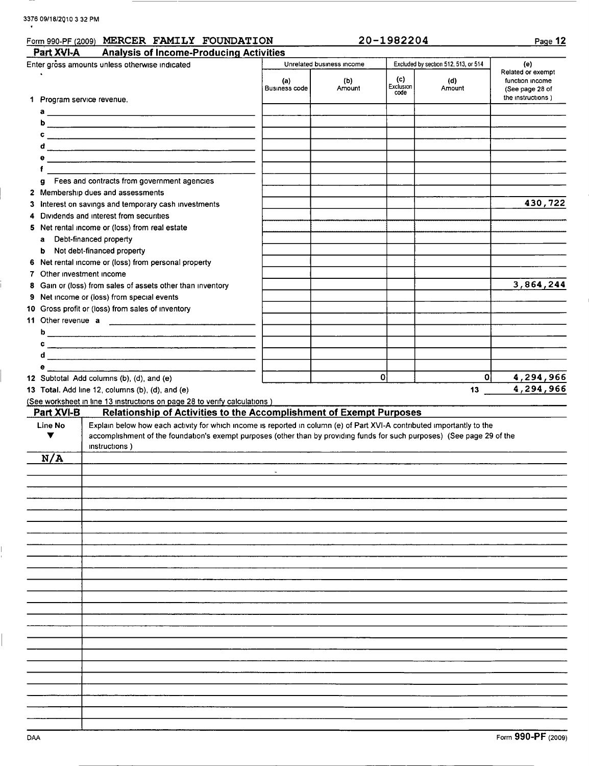Form 990-PF (2009) MERCER FAMILY FOUNDATION 20-1982204

## Part XVI-A Analysis of Income-Producing Activities

| Enter gross amounts unless otherwise indicated | Unrelated business income | | Excluded by section 512, 513, or 514 | | (e) Related or exempt function income (See page 28 of the instructions) |
|---|---|---|---|---|---|
| | (a) Business code | (b) Amount | (c) Exclusion code | (d) Amount | |
| 1 Program service revenue. | | | | | |
| a | | | | | |
| b | | | | | |
| c | | | | | |
| d | | | | | |
| e | | | | | |
| f | | | | | |
| g Fees and contracts from government agencies | | | | | |
| 2 Membership dues and assessments | | | | | |
| 3 Interest on savings and temporary cash investments | | | | | 430,722 |
| 4 Dividends and interest from securities | | | | | |
| 5 Net rental income or (loss) from real estate | | | | | |
| a Debt-financed property | | | | | |
| b Not debt-financed property | | | | | |
| 6 Net rental income or (loss) from personal property | | | | | |
| 7 Other investment income | | | | | |
| 8 Gain or (loss) from sales of assets other than inventory | | | | | 3,864,244 |
| 9 Net income or (loss) from special events | | | | | |
| 10 Gross profit or (loss) from sales of inventory | | | | | |
| 11 Other revenue a | | | | | |
| b | | | | | |
| c | | | | | |
| d | | | | | |
| e | | | | | |
| 12 Subtotal Add columns (b), (d), and (e) | | 0 | | 0 | 4,294,966 |
| 13 Total. Add line 12, columns (b), (d), and (e) | | | | 13 | 4,294,966 |

(See worksheet in line 13 instructions on page 28 to verify calculations.)

## Part XVI-B Relationship of Activities to the Accomplishment of Exempt Purposes

| Line No ▼ | Explain below how each activity for which income is reported in column (e) of Part XVI-A contributed importantly to the accomplishment of the foundation's exempt purposes (other than by providing funds for such purposes) (See page 29 of the instructions.) |
|---|---|
| N/A | |

Form 990-PF (2009)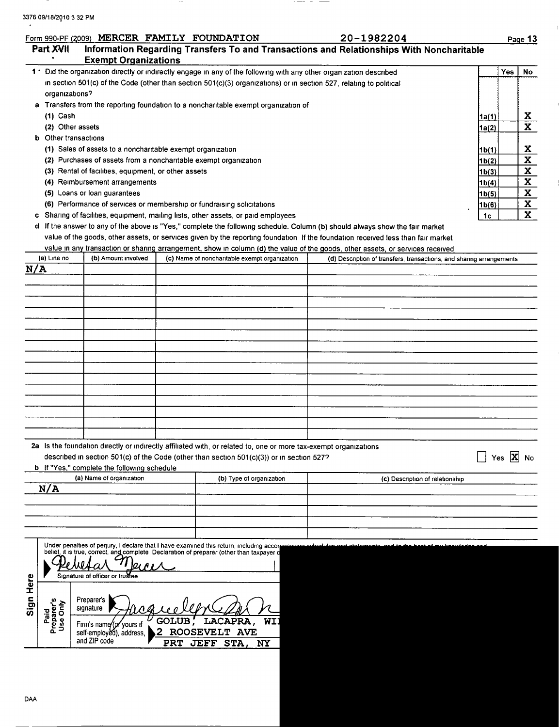3376 09/18/2010 3 32 PM

Form 990-PF (2009) MERCER FAMILY FOUNDATION 20-1982204

## Part XVII Information Regarding Transfers To and Transactions and Relationships With Noncharitable Exempt Organizations

| | | Yes | No |
|---|---|---|---|
| **1** Did the organization directly or indirectly engage in any of the following with any other organization described in section 501(c) of the Code (other than section 501(c)(3) organizations) or in section 527, relating to political organizations? | | | |
| **a** Transfers from the reporting foundation to a noncharitable exempt organization of | | | |
| (1) Cash | 1a(1) | | X |
| (2) Other assets | 1a(2) | | X |
| **b** Other transactions | | | |
| (1) Sales of assets to a noncharitable exempt organization | 1b(1) | | X |
| (2) Purchases of assets from a noncharitable exempt organization | 1b(2) | | X |
| (3) Rental of facilities, equipment, or other assets | 1b(3) | | X |
| (4) Reimbursement arrangements | 1b(4) | | X |
| (5) Loans or loan guarantees | 1b(5) | | X |
| (6) Performance of services or membership or fundraising solicitations | 1b(6) | | X |
| **c** Sharing of facilities, equipment, mailing lists, other assets, or paid employees | 1c | | X |

**d** If the answer to any of the above is "Yes," complete the following schedule. Column (b) should always show the fair market value of the goods, other assets, or services given by the reporting foundation If the foundation received less than fair market value in any transaction or sharing arrangement, show in column (d) the value of the goods, other assets, or services received

| (a) Line no | (b) Amount involved | (c) Name of noncharitable exempt organization | (d) Description of transfers, transactions, and sharing arrangements |
|---|---|---|---|
| N/A | | | |

**2a** Is the foundation directly or indirectly affiliated with, or related to, one or more tax-exempt organizations described in section 501(c) of the Code (other than section 501(c)(3)) or in section 527? ☐ Yes ☒ No

**b** If "Yes," complete the following schedule

| (a) Name of organization | (b) Type of organization | (c) Description of relationship |
|---|---|---|
| N/A | | |

**Sign Here**

Under penalties of perjury, I declare that I have examined this return, including accom... belief, it is true, correct, and complete Declaration of preparer (other than taxpayer o...

Rebekah Mercer

Signature of officer or trustee

**Paid Preparer's Use Only**

Preparer's signature Jacqueline ...

Firm's name (or yours if self-employed), address, and ZIP code: GOLUB, LACAPRA, WI... 2 ROOSEVELT AVE PRT JEFF STA, NY

DAA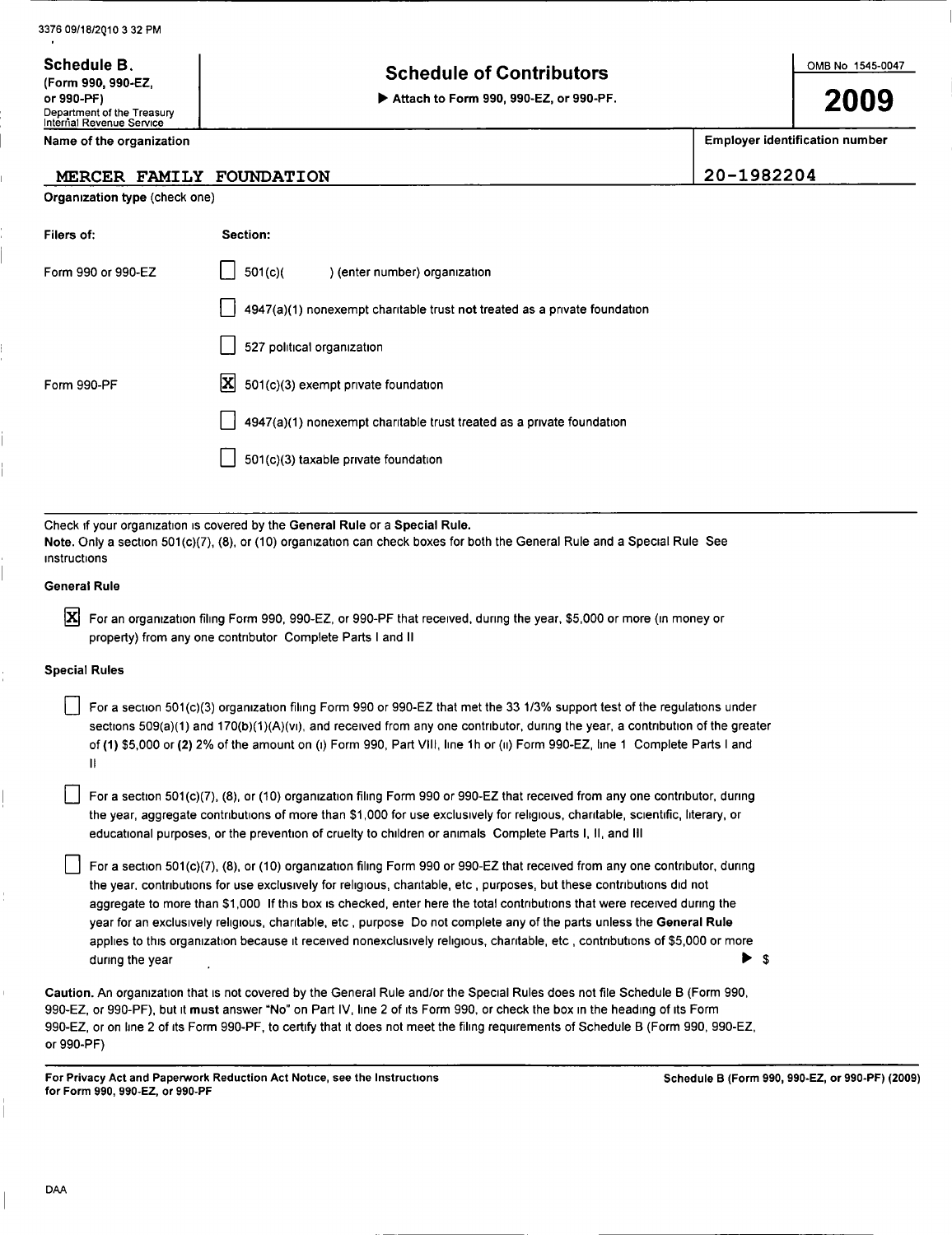3376 09/18/2010 3 32 PM

**Schedule B.**
(Form 990, 990-EZ, or 990-PF)
Department of the Treasury
Internal Revenue Service

# Schedule of Contributors

▶ Attach to Form 990, 990-EZ, or 990-PF.

OMB No 1545-0047

**2009**

| Name of the organization | Employer identification number |
|---|---|
| MERCER FAMILY FOUNDATION | 20-1982204 |

**Organization type** (check one)

| Filers of: | Section: |
|---|---|
| Form 990 or 990-EZ | ☐ 501(c)( ) (enter number) organization |
| | ☐ 4947(a)(1) nonexempt charitable trust **not** treated as a private foundation |
| | ☐ 527 political organization |
| Form 990-PF | ☒ 501(c)(3) exempt private foundation |
| | ☐ 4947(a)(1) nonexempt charitable trust treated as a private foundation |
| | ☐ 501(c)(3) taxable private foundation |

Check if your organization is covered by the **General Rule** or a **Special Rule.**

**Note.** Only a section 501(c)(7), (8), or (10) organization can check boxes for both the General Rule and a Special Rule See instructions

**General Rule**

☒ For an organization filing Form 990, 990-EZ, or 990-PF that received, during the year, $5,000 or more (in money or property) from any one contributor Complete Parts I and II

**Special Rules**

☐ For a section 501(c)(3) organization filing Form 990 or 990-EZ that met the 33 1/3% support test of the regulations under sections 509(a)(1) and 170(b)(1)(A)(vi), and received from any one contributor, during the year, a contribution of the greater of **(1)** $5,000 or **(2)** 2% of the amount on (i) Form 990, Part VIII, line 1h or (ii) Form 990-EZ, line 1 Complete Parts I and II

☐ For a section 501(c)(7), (8), or (10) organization filing Form 990 or 990-EZ that received from any one contributor, during the year, aggregate contributions of more than $1,000 for use exclusively for religious, charitable, scientific, literary, or educational purposes, or the prevention of cruelty to children or animals Complete Parts I, II, and III

☐ For a section 501(c)(7), (8), or (10) organization filing Form 990 or 990-EZ that received from any one contributor, during the year, contributions for use exclusively for religious, charitable, etc , purposes, but these contributions did not aggregate to more than $1,000 If this box is checked, enter here the total contributions that were received during the year for an exclusively religious, charitable, etc , purpose Do not complete any of the parts unless the **General Rule** applies to this organization because it received nonexclusively religious, charitable, etc , contributions of $5,000 or more during the year ▶ $

**Caution.** An organization that is not covered by the General Rule and/or the Special Rules does not file Schedule B (Form 990, 990-EZ, or 990-PF), but it **must** answer "No" on Part IV, line 2 of its Form 990, or check the box in the heading of its Form 990-EZ, or on line 2 of its Form 990-PF, to certify that it does not meet the filing requirements of Schedule B (Form 990, 990-EZ, or 990-PF)

**For Privacy Act and Paperwork Reduction Act Notice, see the Instructions for Form 990, 990-EZ, or 990-PF**

**Schedule B (Form 990, 990-EZ, or 990-PF) (2009)**

DAA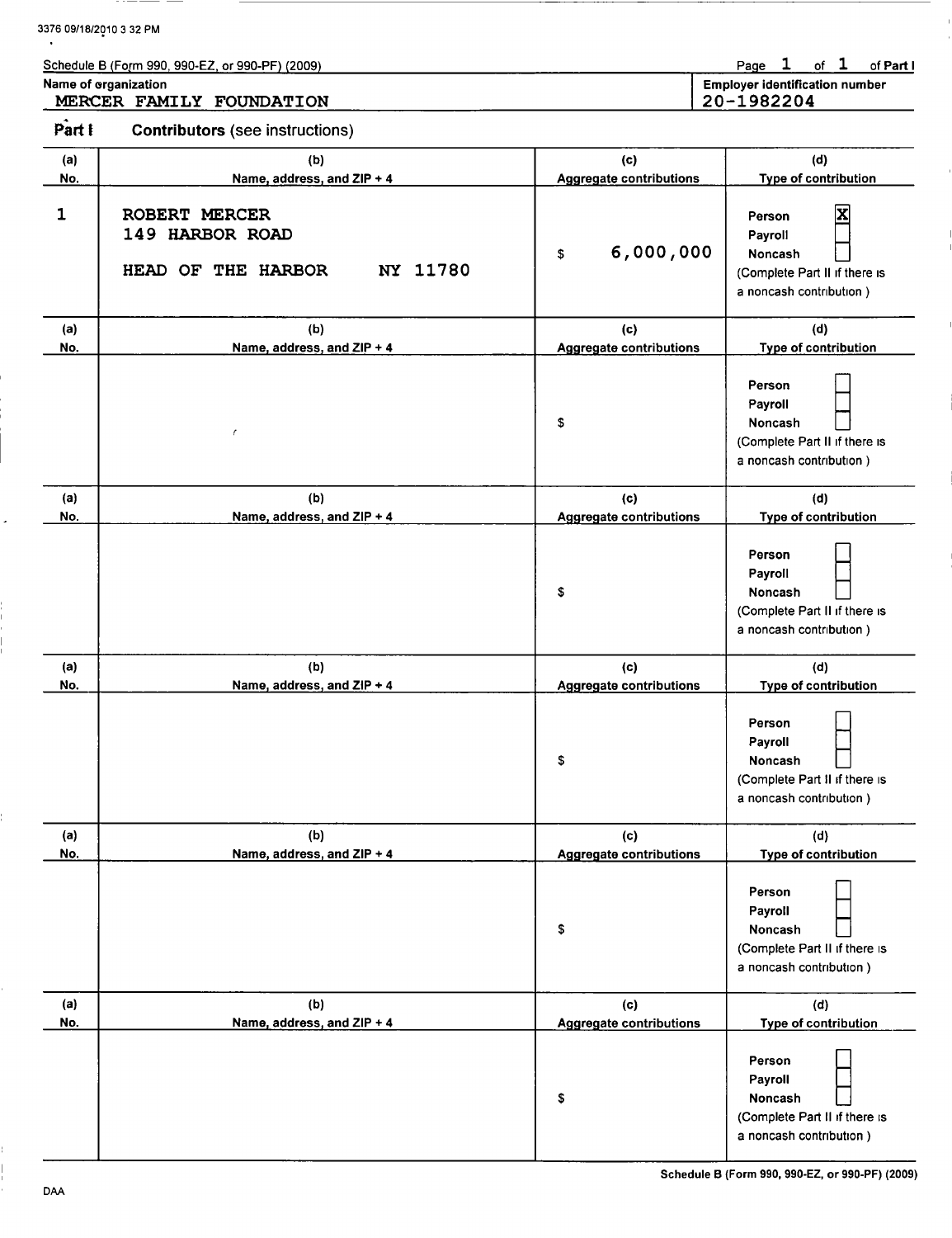Schedule B (Form 990, 990-EZ, or 990-PF) (2009)

Page 1 of 1 of Part I

**Name of organization**
MERCER FAMILY FOUNDATION

**Employer identification number**
20-1982204

## Part I Contributors (see instructions)

| (a) No. | (b) Name, address, and ZIP + 4 | (c) Aggregate contributions | (d) Type of contribution |
|---|---|---|---|
| 1 | ROBERT MERCER<br>149 HARBOR ROAD<br>HEAD OF THE HARBOR NY 11780 | $ 6,000,000 | Person [X]<br>Payroll [ ]<br>Noncash [ ]<br>(Complete Part II if there is a noncash contribution.) |
| | | $ | Person [ ]<br>Payroll [ ]<br>Noncash [ ]<br>(Complete Part II if there is a noncash contribution.) |
| | | $ | Person [ ]<br>Payroll [ ]<br>Noncash [ ]<br>(Complete Part II if there is a noncash contribution.) |
| | | $ | Person [ ]<br>Payroll [ ]<br>Noncash [ ]<br>(Complete Part II if there is a noncash contribution.) |
| | | $ | Person [ ]<br>Payroll [ ]<br>Noncash [ ]<br>(Complete Part II if there is a noncash contribution.) |
| | | $ | Person [ ]<br>Payroll [ ]<br>Noncash [ ]<br>(Complete Part II if there is a noncash contribution.) |

Schedule B (Form 990, 990-EZ, or 990-PF) (2009)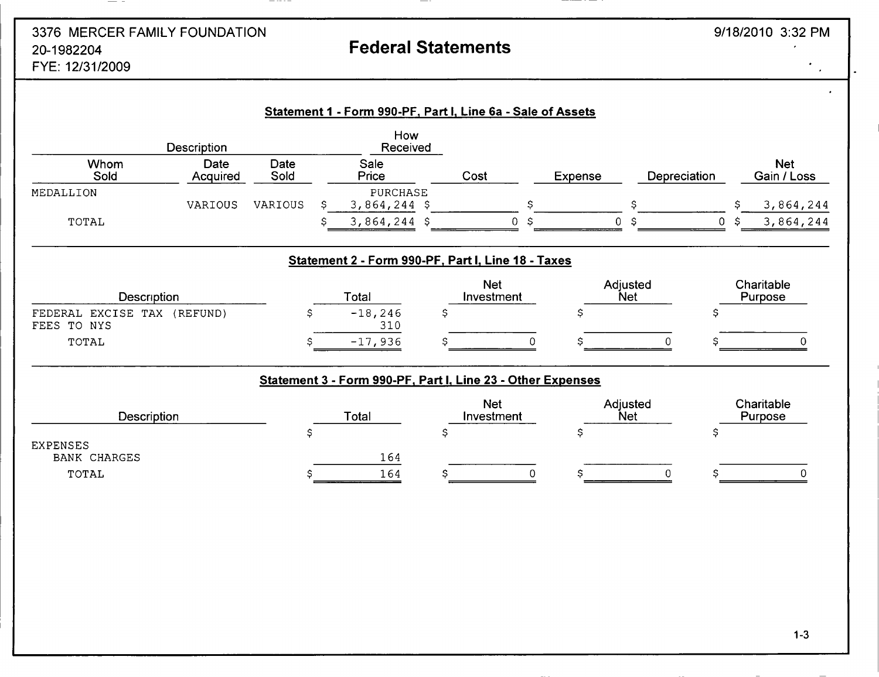3376 MERCER FAMILY FOUNDATION
20-1982204
FYE: 12/31/2009

# Federal Statements

9/18/2010 3:32 PM

## Statement 1 - Form 990-PF, Part I, Line 6a - Sale of Assets

| Description | | | How Received | | | | |
|---|---|---|---|---|---|---|---|
| Whom Sold | Date Acquired | Date Sold | Sale Price | Cost | Expense | Depreciation | Net Gain / Loss |
| MEDALLION | | | PURCHASE | | | | |
| | VARIOUS | VARIOUS | $ 3,864,244 | $ | $ | $ | $ 3,864,244 |
| TOTAL | | | $ 3,864,244 | $ 0 | $ 0 | $ 0 | $ 3,864,244 |

## Statement 2 - Form 990-PF, Part I, Line 18 - Taxes

| Description | Total | Net Investment | Adjusted Net | Charitable Purpose |
|---|---|---|---|---|
| FEDERAL EXCISE TAX (REFUND) | $ -18,246 | $ | $ | $ |
| FEES TO NYS | 310 | | | |
| TOTAL | $ -17,936 | $ 0 | $ 0 | $ 0 |

## Statement 3 - Form 990-PF, Part I, Line 23 - Other Expenses

| Description | Total | Net Investment | Adjusted Net | Charitable Purpose |
|---|---|---|---|---|
| | $ | $ | $ | $ |
| EXPENSES | | | | |
| BANK CHARGES | 164 | | | |
| TOTAL | $ 164 | $ 0 | $ 0 | $ 0 |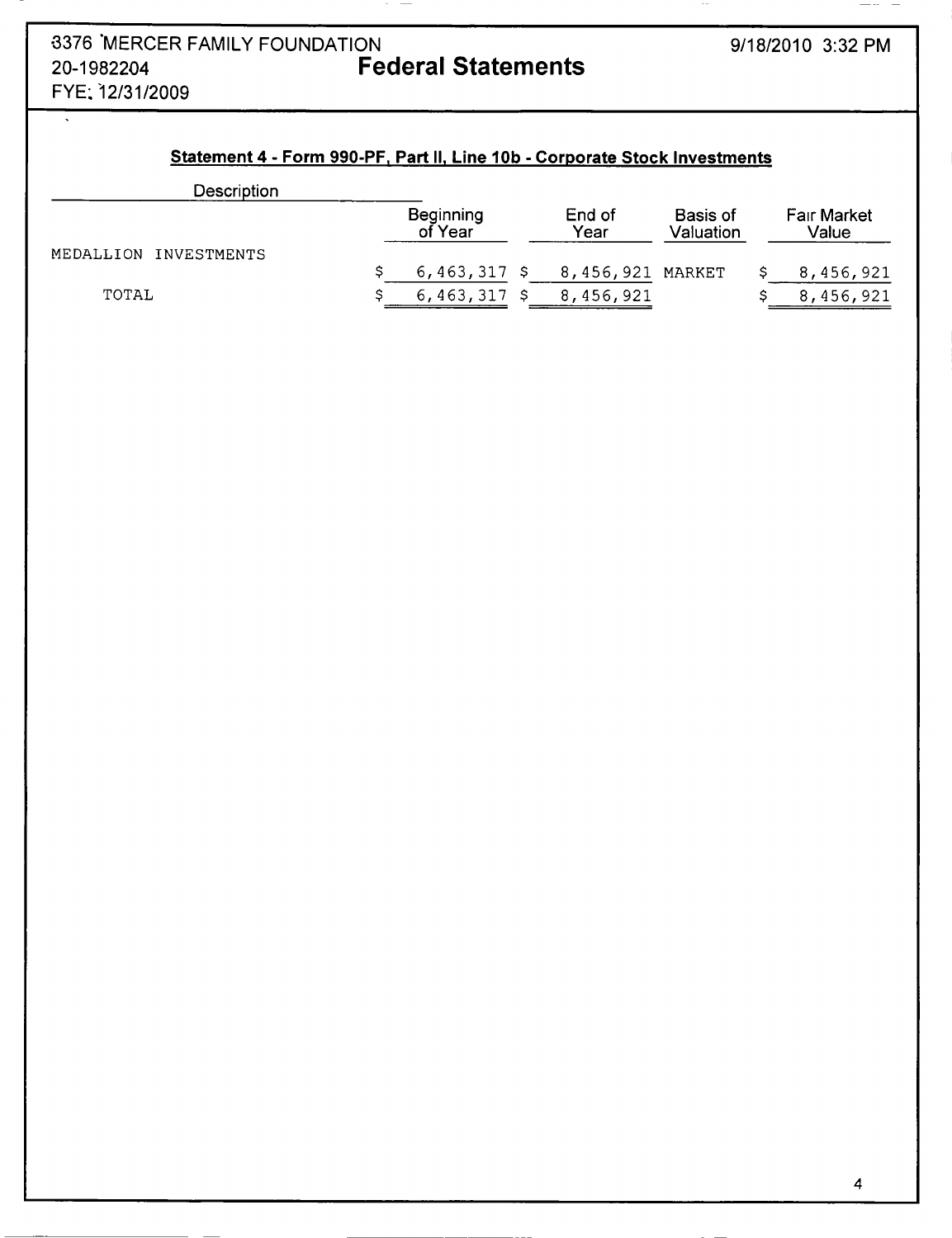3376 MERCER FAMILY FOUNDATION
20-1982204
FYE: 12/31/2009

# Federal Statements

9/18/2010 3:32 PM

### Statement 4 - Form 990-PF, Part II, Line 10b - Corporate Stock Investments

| Description | Beginning of Year | End of Year | Basis of Valuation | Fair Market Value |
|---|---|---|---|---|
| MEDALLION INVESTMENTS | $ 6,463,317 | $ 8,456,921 | MARKET | $ 8,456,921 |
| TOTAL | $ 6,463,317 | $ 8,456,921 | | $ 8,456,921 |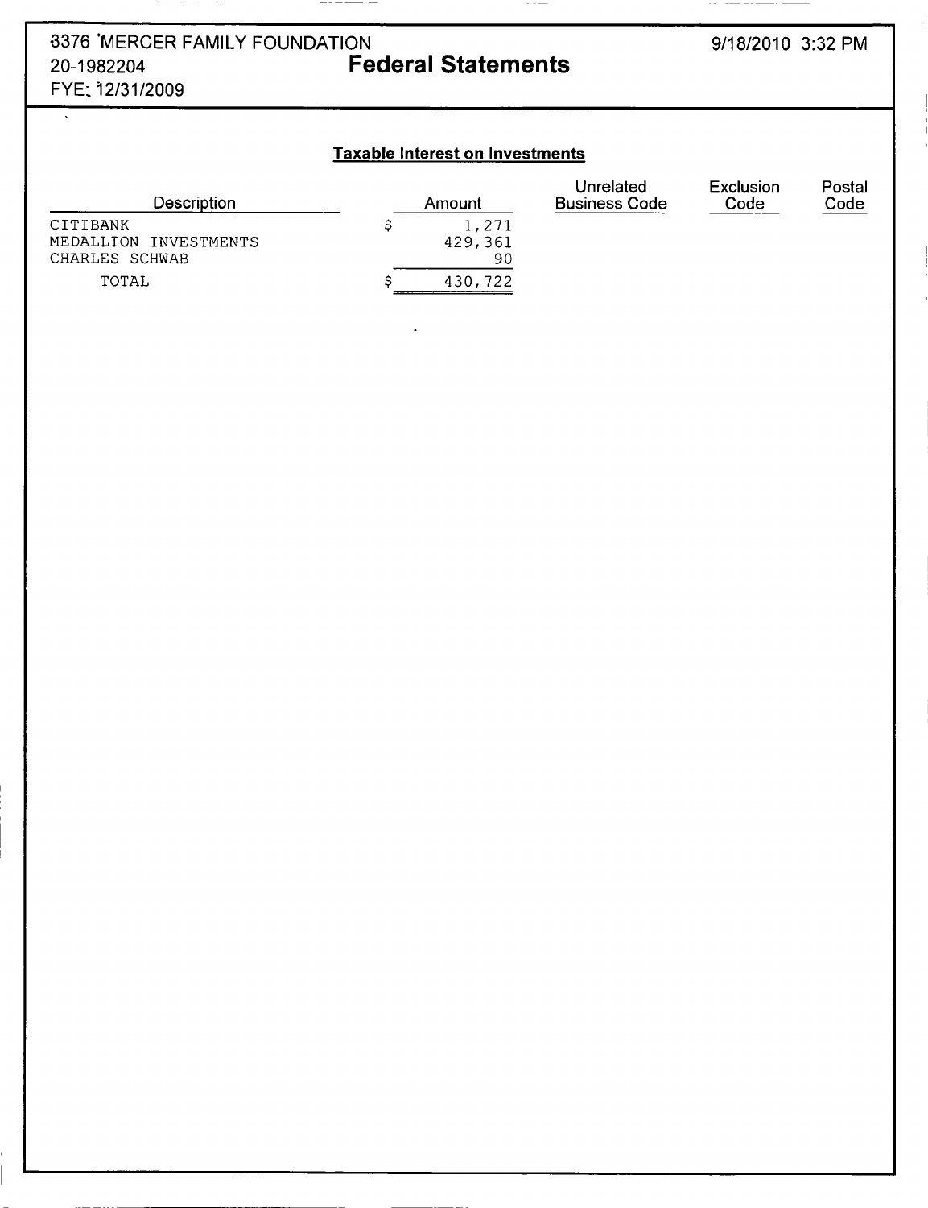3376 MERCER FAMILY FOUNDATION
20-1982204
FYE: 12/31/2009

# Federal Statements

9/18/2010 3:32 PM

## Taxable Interest on Investments

| Description | Amount | Unrelated Business Code | Exclusion Code | Postal Code |
|---|---|---|---|---|
| CITIBANK | $ 1,271 | | | |
| MEDALLION INVESTMENTS | 429,361 | | | |
| CHARLES SCHWAB | 90 | | | |
| TOTAL | $ 430,722 | | | |